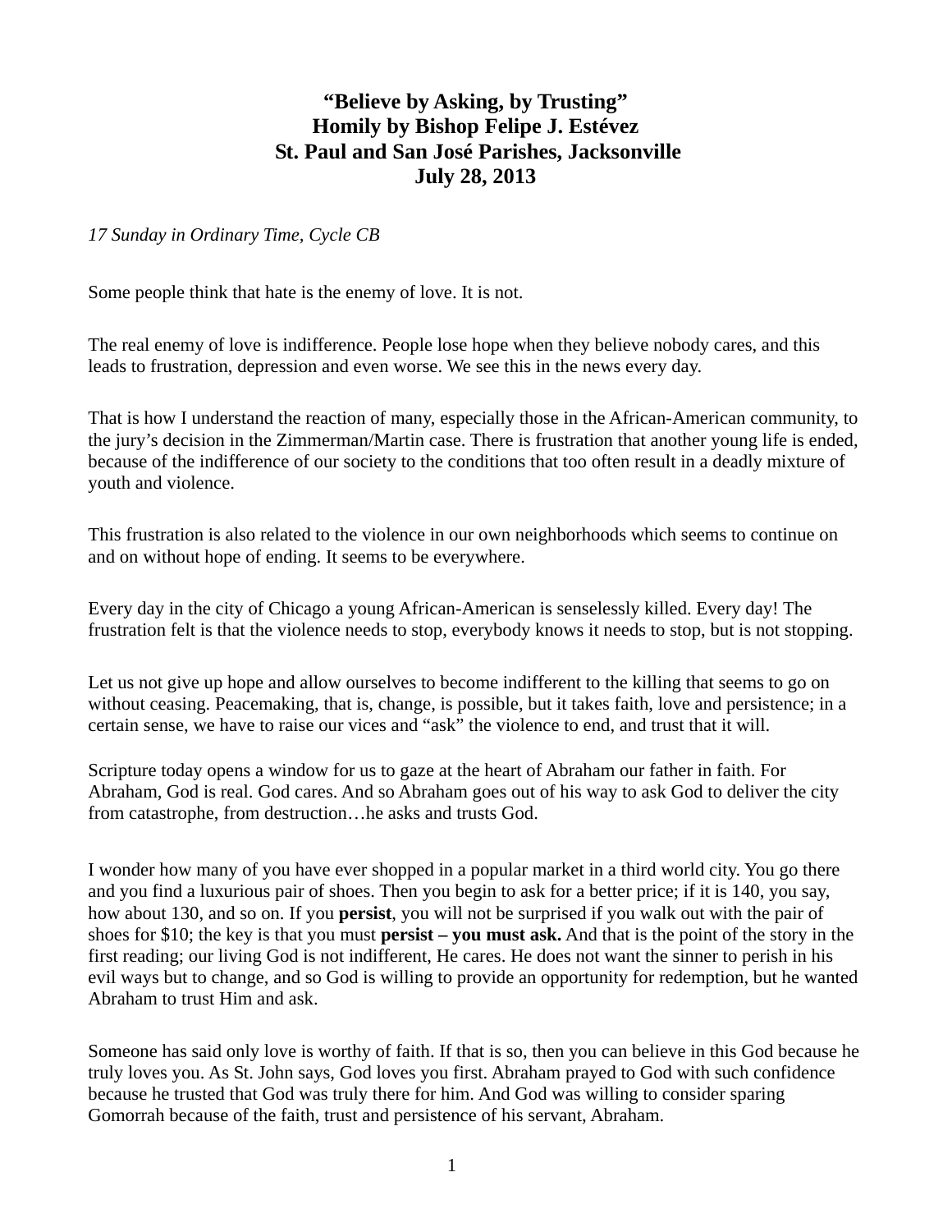# "Believe by Asking, by Trusting"
# Homily by Bishop Felipe J. Estévez
# St. Paul and San José Parishes, Jacksonville
# July 28, 2013

*17 Sunday in Ordinary Time, Cycle CB*

Some people think that hate is the enemy of love. It is not.

The real enemy of love is indifference. People lose hope when they believe nobody cares, and this leads to frustration, depression and even worse. We see this in the news every day.

That is how I understand the reaction of many, especially those in the African-American community, to the jury's decision in the Zimmerman/Martin case. There is frustration that another young life is ended, because of the indifference of our society to the conditions that too often result in a deadly mixture of youth and violence.

This frustration is also related to the violence in our own neighborhoods which seems to continue on and on without hope of ending. It seems to be everywhere.

Every day in the city of Chicago a young African-American is senselessly killed. Every day! The frustration felt is that the violence needs to stop, everybody knows it needs to stop, but is not stopping.

Let us not give up hope and allow ourselves to become indifferent to the killing that seems to go on without ceasing. Peacemaking, that is, change, is possible, but it takes faith, love and persistence; in a certain sense, we have to raise our vices and "ask" the violence to end, and trust that it will.

Scripture today opens a window for us to gaze at the heart of Abraham our father in faith. For Abraham, God is real. God cares. And so Abraham goes out of his way to ask God to deliver the city from catastrophe, from destruction…he asks and trusts God.

I wonder how many of you have ever shopped in a popular market in a third world city. You go there and you find a luxurious pair of shoes. Then you begin to ask for a better price; if it is 140, you say, how about 130, and so on. If you **persist**, you will not be surprised if you walk out with the pair of shoes for $10; the key is that you must **persist – you must ask.** And that is the point of the story in the first reading; our living God is not indifferent, He cares. He does not want the sinner to perish in his evil ways but to change, and so God is willing to provide an opportunity for redemption, but he wanted Abraham to trust Him and ask.

Someone has said only love is worthy of faith. If that is so, then you can believe in this God because he truly loves you. As St. John says, God loves you first. Abraham prayed to God with such confidence because he trusted that God was truly there for him. And God was willing to consider sparing Gomorrah because of the faith, trust and persistence of his servant, Abraham.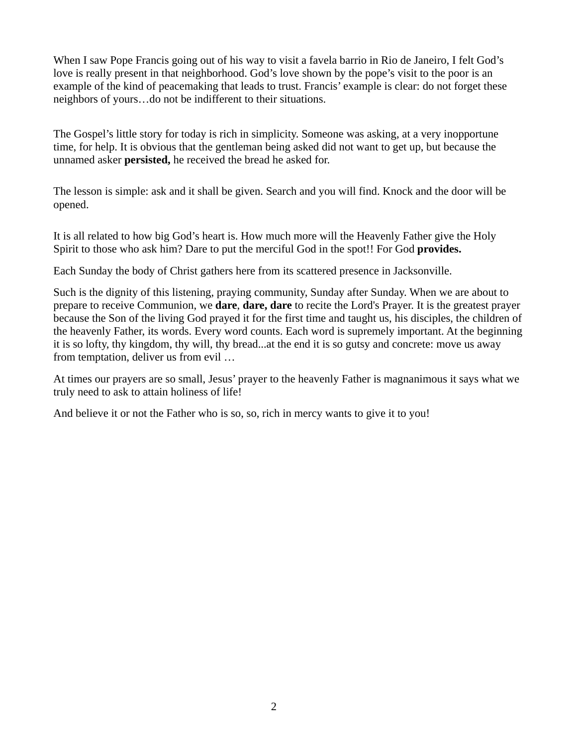When I saw Pope Francis going out of his way to visit a favela barrio in Rio de Janeiro, I felt God's love is really present in that neighborhood. God's love shown by the pope's visit to the poor is an example of the kind of peacemaking that leads to trust. Francis' example is clear: do not forget these neighbors of yours…do not be indifferent to their situations.

The Gospel's little story for today is rich in simplicity. Someone was asking, at a very inopportune time, for help. It is obvious that the gentleman being asked did not want to get up, but because the unnamed asker **persisted,** he received the bread he asked for.

The lesson is simple: ask and it shall be given. Search and you will find. Knock and the door will be opened.

It is all related to how big God's heart is. How much more will the Heavenly Father give the Holy Spirit to those who ask him? Dare to put the merciful God in the spot!! For God **provides.**

Each Sunday the body of Christ gathers here from its scattered presence in Jacksonville.

Such is the dignity of this listening, praying community, Sunday after Sunday. When we are about to prepare to receive Communion, we **dare**, **dare, dare** to recite the Lord's Prayer. It is the greatest prayer because the Son of the living God prayed it for the first time and taught us, his disciples, the children of the heavenly Father, its words. Every word counts. Each word is supremely important. At the beginning it is so lofty, thy kingdom, thy will, thy bread...at the end it is so gutsy and concrete: move us away from temptation, deliver us from evil …

At times our prayers are so small, Jesus' prayer to the heavenly Father is magnanimous it says what we truly need to ask to attain holiness of life!

And believe it or not the Father who is so, so, rich in mercy wants to give it to you!